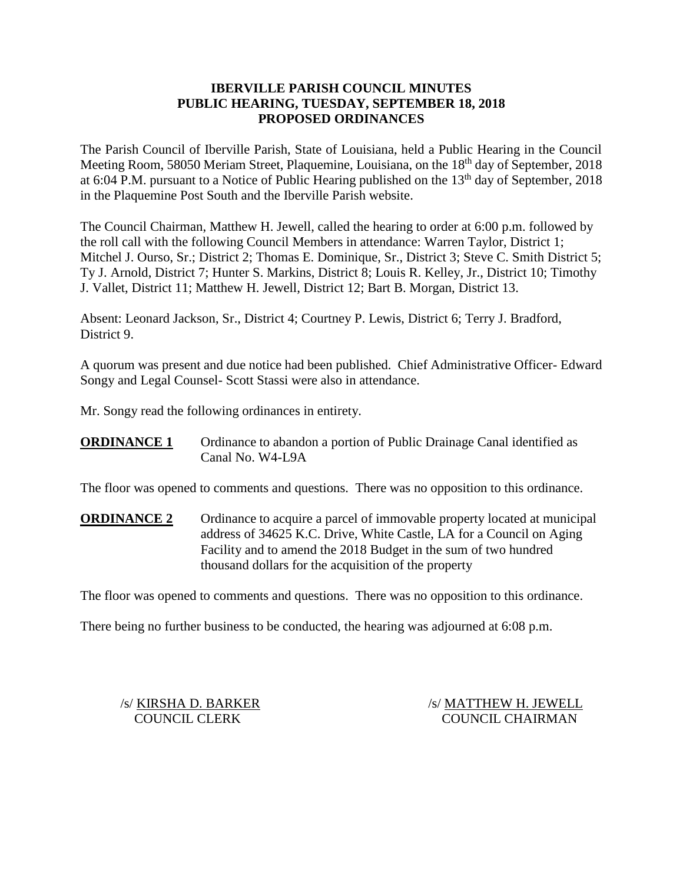# IBERVILLE PARISH COUNCIL MINUTES
## PUBLIC HEARING, TUESDAY, SEPTEMBER 18, 2018
## PROPOSED ORDINANCES

The Parish Council of Iberville Parish, State of Louisiana, held a Public Hearing in the Council Meeting Room, 58050 Meriam Street, Plaquemine, Louisiana, on the 18th day of September, 2018 at 6:04 P.M. pursuant to a Notice of Public Hearing published on the 13th day of September, 2018 in the Plaquemine Post South and the Iberville Parish website.

The Council Chairman, Matthew H. Jewell, called the hearing to order at 6:00 p.m. followed by the roll call with the following Council Members in attendance: Warren Taylor, District 1; Mitchel J. Ourso, Sr.; District 2; Thomas E. Dominique, Sr., District 3; Steve C. Smith District 5; Ty J. Arnold, District 7; Hunter S. Markins, District 8; Louis R. Kelley, Jr., District 10; Timothy J. Vallet, District 11; Matthew H. Jewell, District 12; Bart B. Morgan, District 13.

Absent: Leonard Jackson, Sr., District 4; Courtney P. Lewis, District 6; Terry J. Bradford, District 9.

A quorum was present and due notice had been published. Chief Administrative Officer- Edward Songy and Legal Counsel- Scott Stassi were also in attendance.

Mr. Songy read the following ordinances in entirety.

**ORDINANCE 1** Ordinance to abandon a portion of Public Drainage Canal identified as Canal No. W4-L9A

The floor was opened to comments and questions. There was no opposition to this ordinance.

**ORDINANCE 2** Ordinance to acquire a parcel of immovable property located at municipal address of 34625 K.C. Drive, White Castle, LA for a Council on Aging Facility and to amend the 2018 Budget in the sum of two hundred thousand dollars for the acquisition of the property

The floor was opened to comments and questions. There was no opposition to this ordinance.

There being no further business to be conducted, the hearing was adjourned at 6:08 p.m.

/s/ KIRSHA D. BARKER
COUNCIL CLERK

/s/ MATTHEW H. JEWELL
COUNCIL CHAIRMAN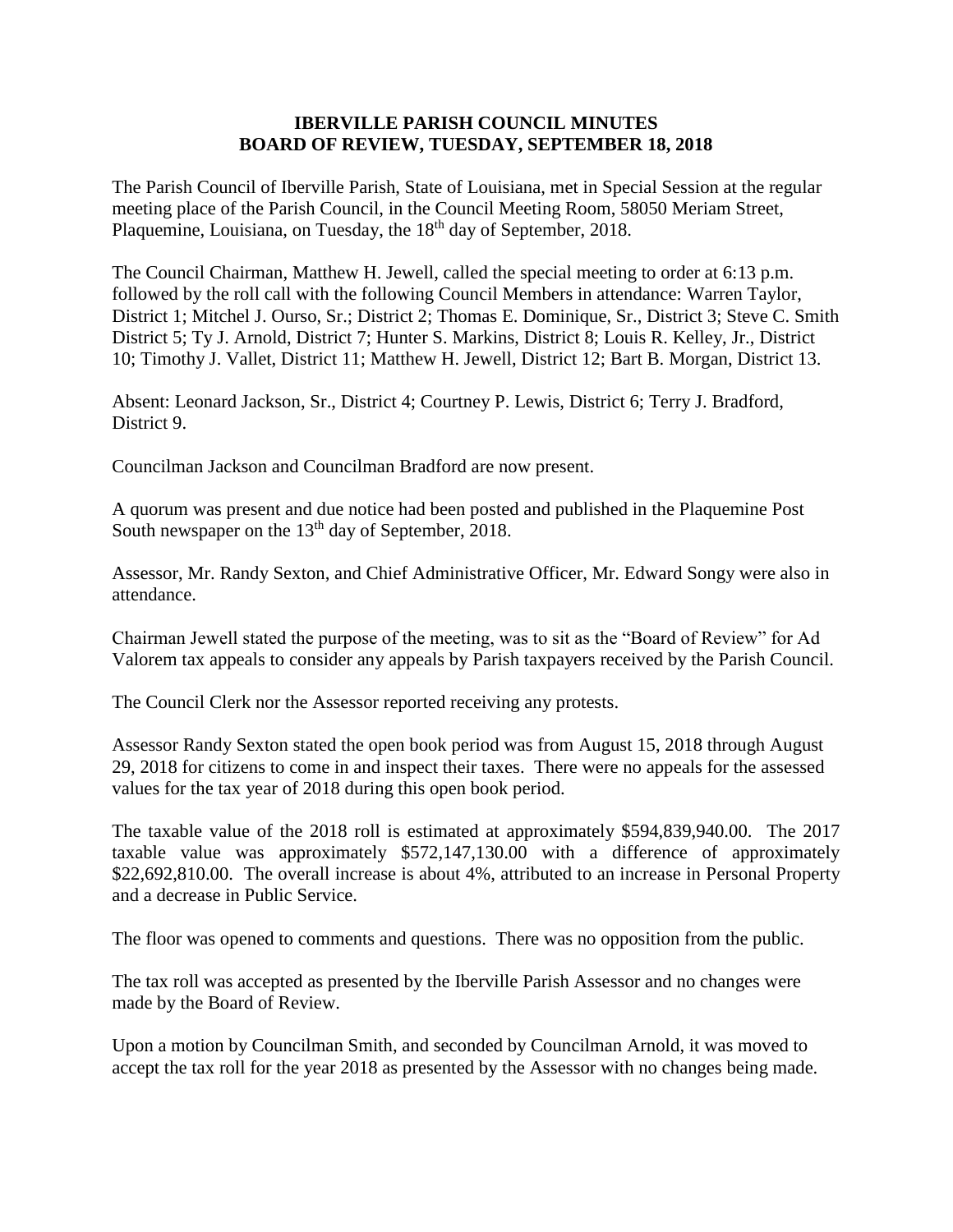# IBERVILLE PARISH COUNCIL MINUTES
# BOARD OF REVIEW, TUESDAY, SEPTEMBER 18, 2018

The Parish Council of Iberville Parish, State of Louisiana, met in Special Session at the regular meeting place of the Parish Council, in the Council Meeting Room, 58050 Meriam Street, Plaquemine, Louisiana, on Tuesday, the 18th day of September, 2018.

The Council Chairman, Matthew H. Jewell, called the special meeting to order at 6:13 p.m. followed by the roll call with the following Council Members in attendance: Warren Taylor, District 1; Mitchel J. Ourso, Sr.; District 2; Thomas E. Dominique, Sr., District 3; Steve C. Smith District 5; Ty J. Arnold, District 7; Hunter S. Markins, District 8; Louis R. Kelley, Jr., District 10; Timothy J. Vallet, District 11; Matthew H. Jewell, District 12; Bart B. Morgan, District 13.

Absent: Leonard Jackson, Sr., District 4; Courtney P. Lewis, District 6; Terry J. Bradford, District 9.

Councilman Jackson and Councilman Bradford are now present.

A quorum was present and due notice had been posted and published in the Plaquemine Post South newspaper on the 13th day of September, 2018.

Assessor, Mr. Randy Sexton, and Chief Administrative Officer, Mr. Edward Songy were also in attendance.

Chairman Jewell stated the purpose of the meeting, was to sit as the "Board of Review" for Ad Valorem tax appeals to consider any appeals by Parish taxpayers received by the Parish Council.

The Council Clerk nor the Assessor reported receiving any protests.

Assessor Randy Sexton stated the open book period was from August 15, 2018 through August 29, 2018 for citizens to come in and inspect their taxes. There were no appeals for the assessed values for the tax year of 2018 during this open book period.

The taxable value of the 2018 roll is estimated at approximately $594,839,940.00. The 2017 taxable value was approximately $572,147,130.00 with a difference of approximately $22,692,810.00. The overall increase is about 4%, attributed to an increase in Personal Property and a decrease in Public Service.

The floor was opened to comments and questions. There was no opposition from the public.

The tax roll was accepted as presented by the Iberville Parish Assessor and no changes were made by the Board of Review.

Upon a motion by Councilman Smith, and seconded by Councilman Arnold, it was moved to accept the tax roll for the year 2018 as presented by the Assessor with no changes being made.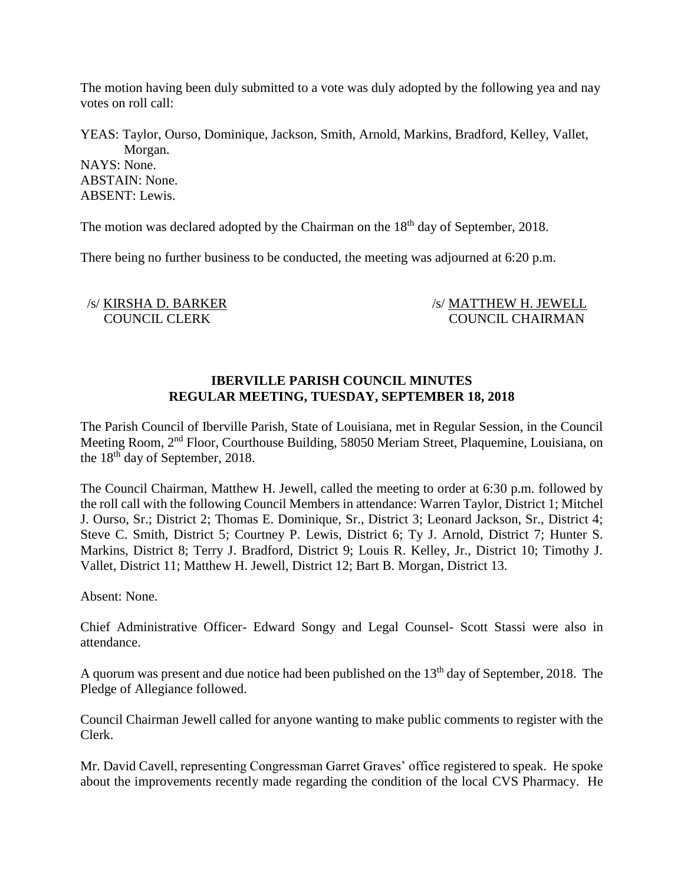The motion having been duly submitted to a vote was duly adopted by the following yea and nay votes on roll call:

YEAS: Taylor, Ourso, Dominique, Jackson, Smith, Arnold, Markins, Bradford, Kelley, Vallet, Morgan.
NAYS: None.
ABSTAIN: None.
ABSENT: Lewis.

The motion was declared adopted by the Chairman on the 18th day of September, 2018.

There being no further business to be conducted, the meeting was adjourned at 6:20 p.m.

/s/ KIRSHA D. BARKER
COUNCIL CLERK

/s/ MATTHEW H. JEWELL
COUNCIL CHAIRMAN

**IBERVILLE PARISH COUNCIL MINUTES**
**REGULAR MEETING, TUESDAY, SEPTEMBER 18, 2018**

The Parish Council of Iberville Parish, State of Louisiana, met in Regular Session, in the Council Meeting Room, 2nd Floor, Courthouse Building, 58050 Meriam Street, Plaquemine, Louisiana, on the 18th day of September, 2018.

The Council Chairman, Matthew H. Jewell, called the meeting to order at 6:30 p.m. followed by the roll call with the following Council Members in attendance: Warren Taylor, District 1; Mitchel J. Ourso, Sr.; District 2; Thomas E. Dominique, Sr., District 3; Leonard Jackson, Sr., District 4; Steve C. Smith, District 5; Courtney P. Lewis, District 6; Ty J. Arnold, District 7; Hunter S. Markins, District 8; Terry J. Bradford, District 9; Louis R. Kelley, Jr., District 10; Timothy J. Vallet, District 11; Matthew H. Jewell, District 12; Bart B. Morgan, District 13.

Absent: None.

Chief Administrative Officer- Edward Songy and Legal Counsel- Scott Stassi were also in attendance.

A quorum was present and due notice had been published on the 13th day of September, 2018. The Pledge of Allegiance followed.

Council Chairman Jewell called for anyone wanting to make public comments to register with the Clerk.

Mr. David Cavell, representing Congressman Garret Graves' office registered to speak. He spoke about the improvements recently made regarding the condition of the local CVS Pharmacy. He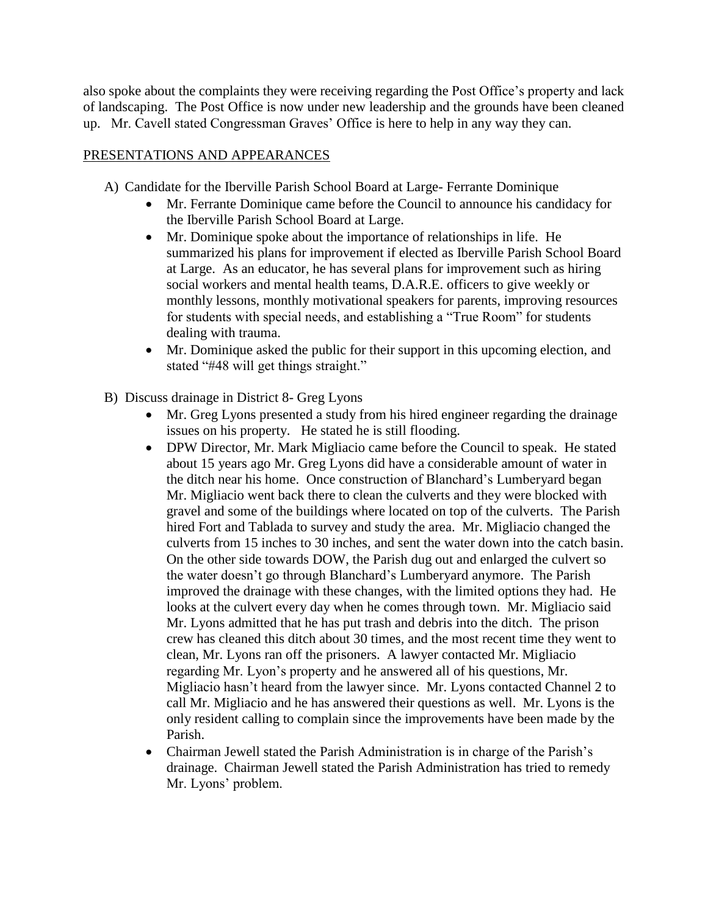also spoke about the complaints they were receiving regarding the Post Office's property and lack of landscaping. The Post Office is now under new leadership and the grounds have been cleaned up. Mr. Cavell stated Congressman Graves' Office is here to help in any way they can.

PRESENTATIONS AND APPEARANCES

A) Candidate for the Iberville Parish School Board at Large- Ferrante Dominique

- Mr. Ferrante Dominique came before the Council to announce his candidacy for the Iberville Parish School Board at Large.
- Mr. Dominique spoke about the importance of relationships in life. He summarized his plans for improvement if elected as Iberville Parish School Board at Large. As an educator, he has several plans for improvement such as hiring social workers and mental health teams, D.A.R.E. officers to give weekly or monthly lessons, monthly motivational speakers for parents, improving resources for students with special needs, and establishing a "True Room" for students dealing with trauma.
- Mr. Dominique asked the public for their support in this upcoming election, and stated "#48 will get things straight."

B) Discuss drainage in District 8- Greg Lyons

- Mr. Greg Lyons presented a study from his hired engineer regarding the drainage issues on his property. He stated he is still flooding.
- DPW Director, Mr. Mark Migliacio came before the Council to speak. He stated about 15 years ago Mr. Greg Lyons did have a considerable amount of water in the ditch near his home. Once construction of Blanchard's Lumberyard began Mr. Migliacio went back there to clean the culverts and they were blocked with gravel and some of the buildings where located on top of the culverts. The Parish hired Fort and Tablada to survey and study the area. Mr. Migliacio changed the culverts from 15 inches to 30 inches, and sent the water down into the catch basin. On the other side towards DOW, the Parish dug out and enlarged the culvert so the water doesn't go through Blanchard's Lumberyard anymore. The Parish improved the drainage with these changes, with the limited options they had. He looks at the culvert every day when he comes through town. Mr. Migliacio said Mr. Lyons admitted that he has put trash and debris into the ditch. The prison crew has cleaned this ditch about 30 times, and the most recent time they went to clean, Mr. Lyons ran off the prisoners. A lawyer contacted Mr. Migliacio regarding Mr. Lyon's property and he answered all of his questions, Mr. Migliacio hasn't heard from the lawyer since. Mr. Lyons contacted Channel 2 to call Mr. Migliacio and he has answered their questions as well. Mr. Lyons is the only resident calling to complain since the improvements have been made by the Parish.
- Chairman Jewell stated the Parish Administration is in charge of the Parish's drainage. Chairman Jewell stated the Parish Administration has tried to remedy Mr. Lyons' problem.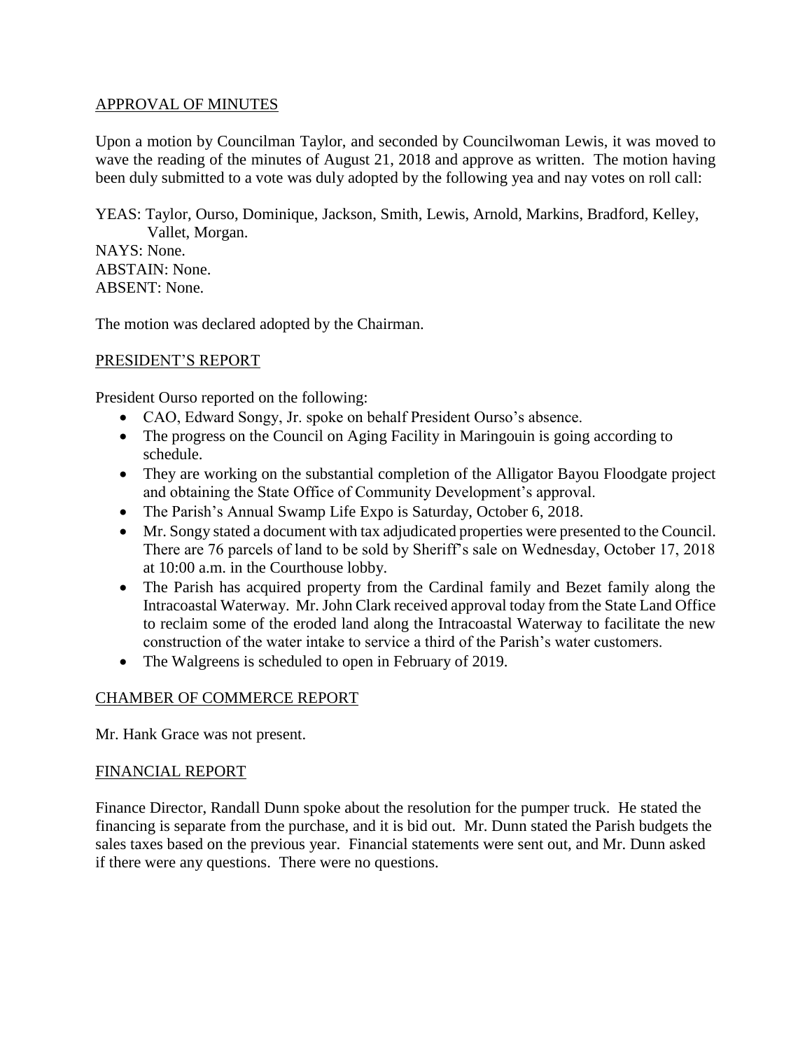## APPROVAL OF MINUTES

Upon a motion by Councilman Taylor, and seconded by Councilwoman Lewis, it was moved to wave the reading of the minutes of August 21, 2018 and approve as written. The motion having been duly submitted to a vote was duly adopted by the following yea and nay votes on roll call:

YEAS: Taylor, Ourso, Dominique, Jackson, Smith, Lewis, Arnold, Markins, Bradford, Kelley, Vallet, Morgan.
NAYS: None.
ABSTAIN: None.
ABSENT: None.

The motion was declared adopted by the Chairman.

## PRESIDENT'S REPORT

President Ourso reported on the following:

- CAO, Edward Songy, Jr. spoke on behalf President Ourso's absence.
- The progress on the Council on Aging Facility in Maringouin is going according to schedule.
- They are working on the substantial completion of the Alligator Bayou Floodgate project and obtaining the State Office of Community Development's approval.
- The Parish's Annual Swamp Life Expo is Saturday, October 6, 2018.
- Mr. Songy stated a document with tax adjudicated properties were presented to the Council. There are 76 parcels of land to be sold by Sheriff's sale on Wednesday, October 17, 2018 at 10:00 a.m. in the Courthouse lobby.
- The Parish has acquired property from the Cardinal family and Bezet family along the Intracoastal Waterway. Mr. John Clark received approval today from the State Land Office to reclaim some of the eroded land along the Intracoastal Waterway to facilitate the new construction of the water intake to service a third of the Parish's water customers.
- The Walgreens is scheduled to open in February of 2019.

## CHAMBER OF COMMERCE REPORT

Mr. Hank Grace was not present.

## FINANCIAL REPORT

Finance Director, Randall Dunn spoke about the resolution for the pumper truck. He stated the financing is separate from the purchase, and it is bid out. Mr. Dunn stated the Parish budgets the sales taxes based on the previous year. Financial statements were sent out, and Mr. Dunn asked if there were any questions. There were no questions.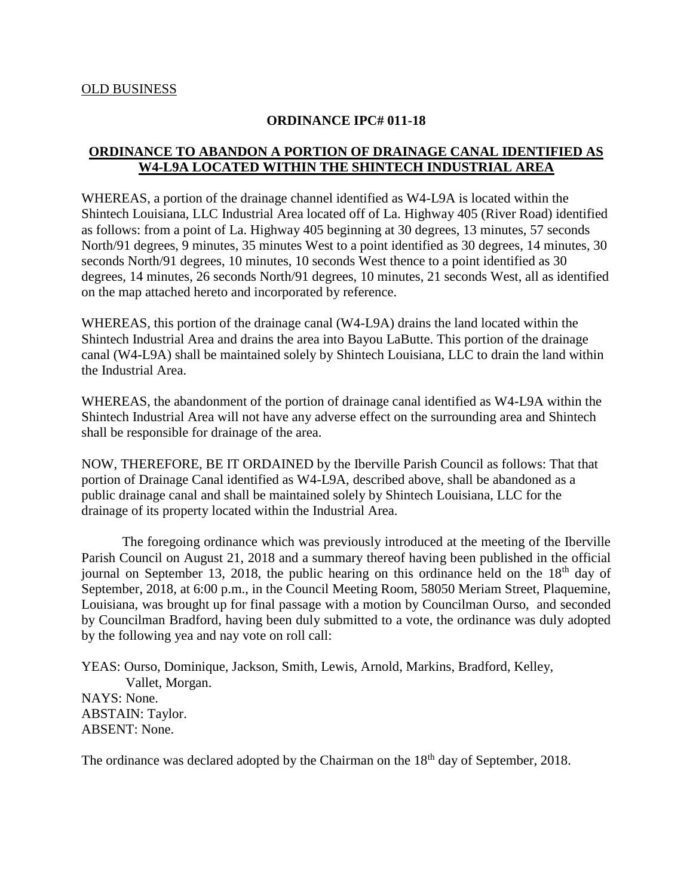<u>OLD BUSINESS</u>

**ORDINANCE IPC# 011-18**

**<u>ORDINANCE TO ABANDON A PORTION OF DRAINAGE CANAL IDENTIFIED AS W4-L9A LOCATED WITHIN THE SHINTECH INDUSTRIAL AREA</u>**

WHEREAS, a portion of the drainage channel identified as W4-L9A is located within the Shintech Louisiana, LLC Industrial Area located off of La. Highway 405 (River Road) identified as follows: from a point of La. Highway 405 beginning at 30 degrees, 13 minutes, 57 seconds North/91 degrees, 9 minutes, 35 minutes West to a point identified as 30 degrees, 14 minutes, 30 seconds North/91 degrees, 10 minutes, 10 seconds West thence to a point identified as 30 degrees, 14 minutes, 26 seconds North/91 degrees, 10 minutes, 21 seconds West, all as identified on the map attached hereto and incorporated by reference.

WHEREAS, this portion of the drainage canal (W4-L9A) drains the land located within the Shintech Industrial Area and drains the area into Bayou LaButte. This portion of the drainage canal (W4-L9A) shall be maintained solely by Shintech Louisiana, LLC to drain the land within the Industrial Area.

WHEREAS, the abandonment of the portion of drainage canal identified as W4-L9A within the Shintech Industrial Area will not have any adverse effect on the surrounding area and Shintech shall be responsible for drainage of the area.

NOW, THEREFORE, BE IT ORDAINED by the Iberville Parish Council as follows: That that portion of Drainage Canal identified as W4-L9A, described above, shall be abandoned as a public drainage canal and shall be maintained solely by Shintech Louisiana, LLC for the drainage of its property located within the Industrial Area.

The foregoing ordinance which was previously introduced at the meeting of the Iberville Parish Council on August 21, 2018 and a summary thereof having been published in the official journal on September 13, 2018, the public hearing on this ordinance held on the 18th day of September, 2018, at 6:00 p.m., in the Council Meeting Room, 58050 Meriam Street, Plaquemine, Louisiana, was brought up for final passage with a motion by Councilman Ourso, and seconded by Councilman Bradford, having been duly submitted to a vote, the ordinance was duly adopted by the following yea and nay vote on roll call:

YEAS: Ourso, Dominique, Jackson, Smith, Lewis, Arnold, Markins, Bradford, Kelley, Vallet, Morgan.
NAYS: None.
ABSTAIN: Taylor.
ABSENT: None.

The ordinance was declared adopted by the Chairman on the 18th day of September, 2018.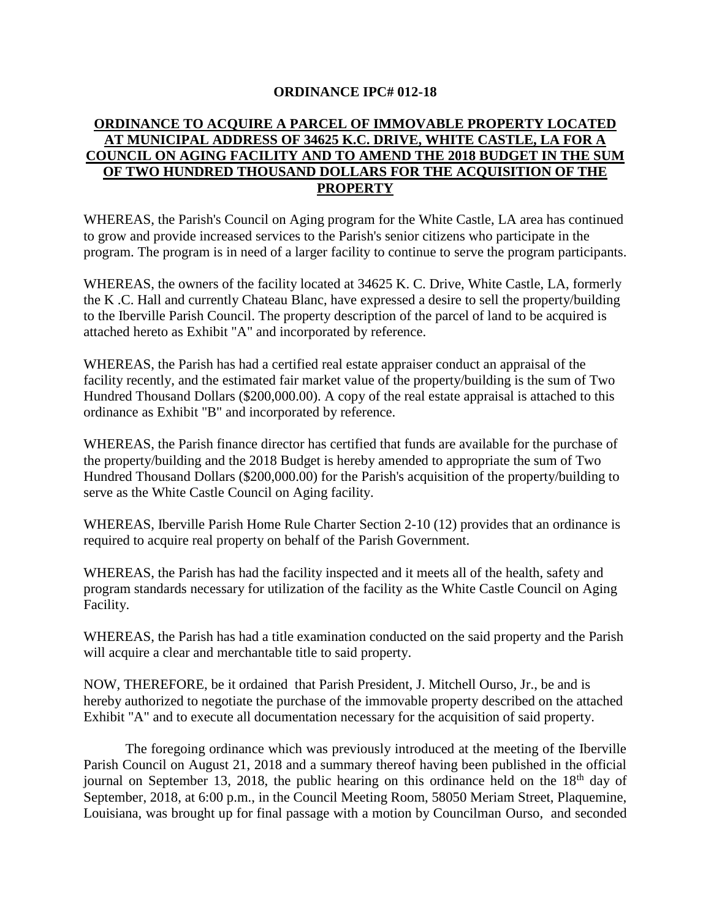**ORDINANCE IPC# 012-18**

**ORDINANCE TO ACQUIRE A PARCEL OF IMMOVABLE PROPERTY LOCATED AT MUNICIPAL ADDRESS OF 34625 K.C. DRIVE, WHITE CASTLE, LA FOR A COUNCIL ON AGING FACILITY AND TO AMEND THE 2018 BUDGET IN THE SUM OF TWO HUNDRED THOUSAND DOLLARS FOR THE ACQUISITION OF THE PROPERTY**

WHEREAS, the Parish's Council on Aging program for the White Castle, LA area has continued to grow and provide increased services to the Parish's senior citizens who participate in the program. The program is in need of a larger facility to continue to serve the program participants.

WHEREAS, the owners of the facility located at 34625 K. C. Drive, White Castle, LA, formerly the K .C. Hall and currently Chateau Blanc, have expressed a desire to sell the property/building to the Iberville Parish Council. The property description of the parcel of land to be acquired is attached hereto as Exhibit "A" and incorporated by reference.

WHEREAS, the Parish has had a certified real estate appraiser conduct an appraisal of the facility recently, and the estimated fair market value of the property/building is the sum of Two Hundred Thousand Dollars ($200,000.00). A copy of the real estate appraisal is attached to this ordinance as Exhibit "B" and incorporated by reference.

WHEREAS, the Parish finance director has certified that funds are available for the purchase of the property/building and the 2018 Budget is hereby amended to appropriate the sum of Two Hundred Thousand Dollars ($200,000.00) for the Parish's acquisition of the property/building to serve as the White Castle Council on Aging facility.

WHEREAS, Iberville Parish Home Rule Charter Section 2-10 (12) provides that an ordinance is required to acquire real property on behalf of the Parish Government.

WHEREAS, the Parish has had the facility inspected and it meets all of the health, safety and program standards necessary for utilization of the facility as the White Castle Council on Aging Facility.

WHEREAS, the Parish has had a title examination conducted on the said property and the Parish will acquire a clear and merchantable title to said property.

NOW, THEREFORE, be it ordained that Parish President, J. Mitchell Ourso, Jr., be and is hereby authorized to negotiate the purchase of the immovable property described on the attached Exhibit "A" and to execute all documentation necessary for the acquisition of said property.

The foregoing ordinance which was previously introduced at the meeting of the Iberville Parish Council on August 21, 2018 and a summary thereof having been published in the official journal on September 13, 2018, the public hearing on this ordinance held on the 18th day of September, 2018, at 6:00 p.m., in the Council Meeting Room, 58050 Meriam Street, Plaquemine, Louisiana, was brought up for final passage with a motion by Councilman Ourso, and seconded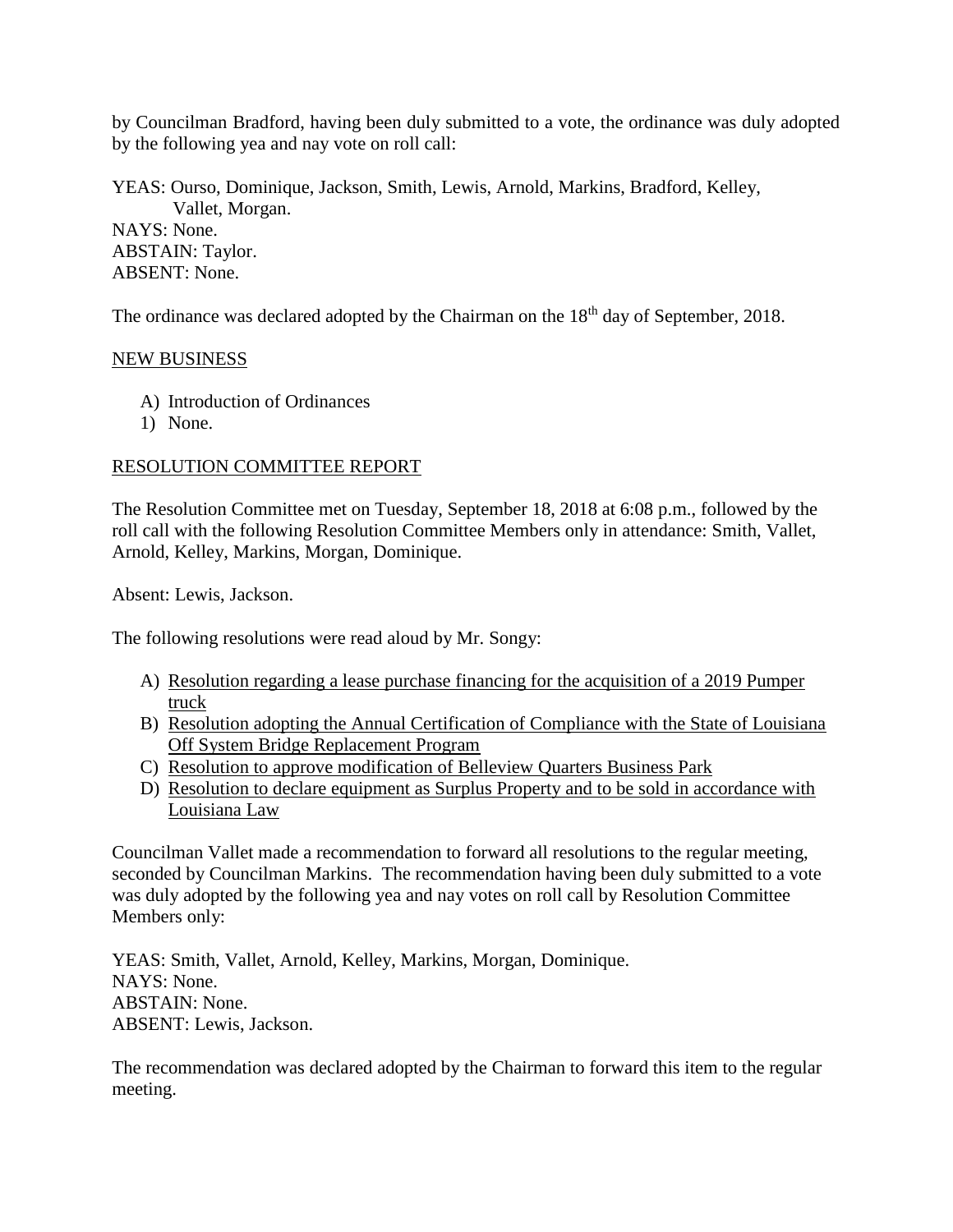by Councilman Bradford, having been duly submitted to a vote, the ordinance was duly adopted by the following yea and nay vote on roll call:

YEAS: Ourso, Dominique, Jackson, Smith, Lewis, Arnold, Markins, Bradford, Kelley, Vallet, Morgan.
NAYS: None.
ABSTAIN: Taylor.
ABSENT: None.

The ordinance was declared adopted by the Chairman on the 18th day of September, 2018.

NEW BUSINESS

A) Introduction of Ordinances
1) None.

RESOLUTION COMMITTEE REPORT

The Resolution Committee met on Tuesday, September 18, 2018 at 6:08 p.m., followed by the roll call with the following Resolution Committee Members only in attendance: Smith, Vallet, Arnold, Kelley, Markins, Morgan, Dominique.

Absent: Lewis, Jackson.

The following resolutions were read aloud by Mr. Songy:

A) Resolution regarding a lease purchase financing for the acquisition of a 2019 Pumper truck
B) Resolution adopting the Annual Certification of Compliance with the State of Louisiana Off System Bridge Replacement Program
C) Resolution to approve modification of Belleview Quarters Business Park
D) Resolution to declare equipment as Surplus Property and to be sold in accordance with Louisiana Law

Councilman Vallet made a recommendation to forward all resolutions to the regular meeting, seconded by Councilman Markins. The recommendation having been duly submitted to a vote was duly adopted by the following yea and nay votes on roll call by Resolution Committee Members only:

YEAS: Smith, Vallet, Arnold, Kelley, Markins, Morgan, Dominique.
NAYS: None.
ABSTAIN: None.
ABSENT: Lewis, Jackson.

The recommendation was declared adopted by the Chairman to forward this item to the regular meeting.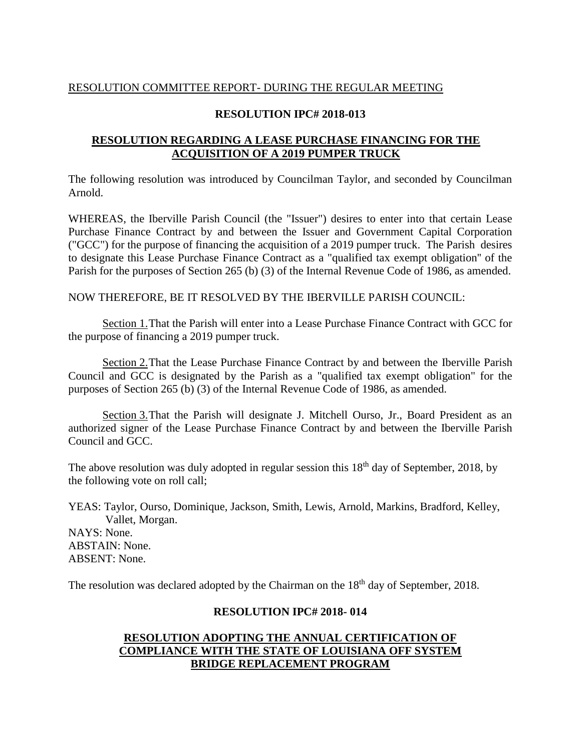RESOLUTION COMMITTEE REPORT- DURING THE REGULAR MEETING

**RESOLUTION IPC# 2018-013**

**RESOLUTION REGARDING A LEASE PURCHASE FINANCING FOR THE ACQUISITION OF A 2019 PUMPER TRUCK**

The following resolution was introduced by Councilman Taylor, and seconded by Councilman Arnold.

WHEREAS, the Iberville Parish Council (the "Issuer") desires to enter into that certain Lease Purchase Finance Contract by and between the Issuer and Government Capital Corporation ("GCC") for the purpose of financing the acquisition of a 2019 pumper truck. The Parish desires to designate this Lease Purchase Finance Contract as a "qualified tax exempt obligation" of the Parish for the purposes of Section 265 (b) (3) of the Internal Revenue Code of 1986, as amended.

NOW THEREFORE, BE IT RESOLVED BY THE IBERVILLE PARISH COUNCIL:

Section 1. That the Parish will enter into a Lease Purchase Finance Contract with GCC for the purpose of financing a 2019 pumper truck.

Section 2. That the Lease Purchase Finance Contract by and between the Iberville Parish Council and GCC is designated by the Parish as a "qualified tax exempt obligation" for the purposes of Section 265 (b) (3) of the Internal Revenue Code of 1986, as amended.

Section 3. That the Parish will designate J. Mitchell Ourso, Jr., Board President as an authorized signer of the Lease Purchase Finance Contract by and between the Iberville Parish Council and GCC.

The above resolution was duly adopted in regular session this 18th day of September, 2018, by the following vote on roll call;

YEAS: Taylor, Ourso, Dominique, Jackson, Smith, Lewis, Arnold, Markins, Bradford, Kelley, Vallet, Morgan.
NAYS: None.
ABSTAIN: None.
ABSENT: None.

The resolution was declared adopted by the Chairman on the 18th day of September, 2018.

**RESOLUTION IPC# 2018- 014**

**RESOLUTION ADOPTING THE ANNUAL CERTIFICATION OF COMPLIANCE WITH THE STATE OF LOUISIANA OFF SYSTEM BRIDGE REPLACEMENT PROGRAM**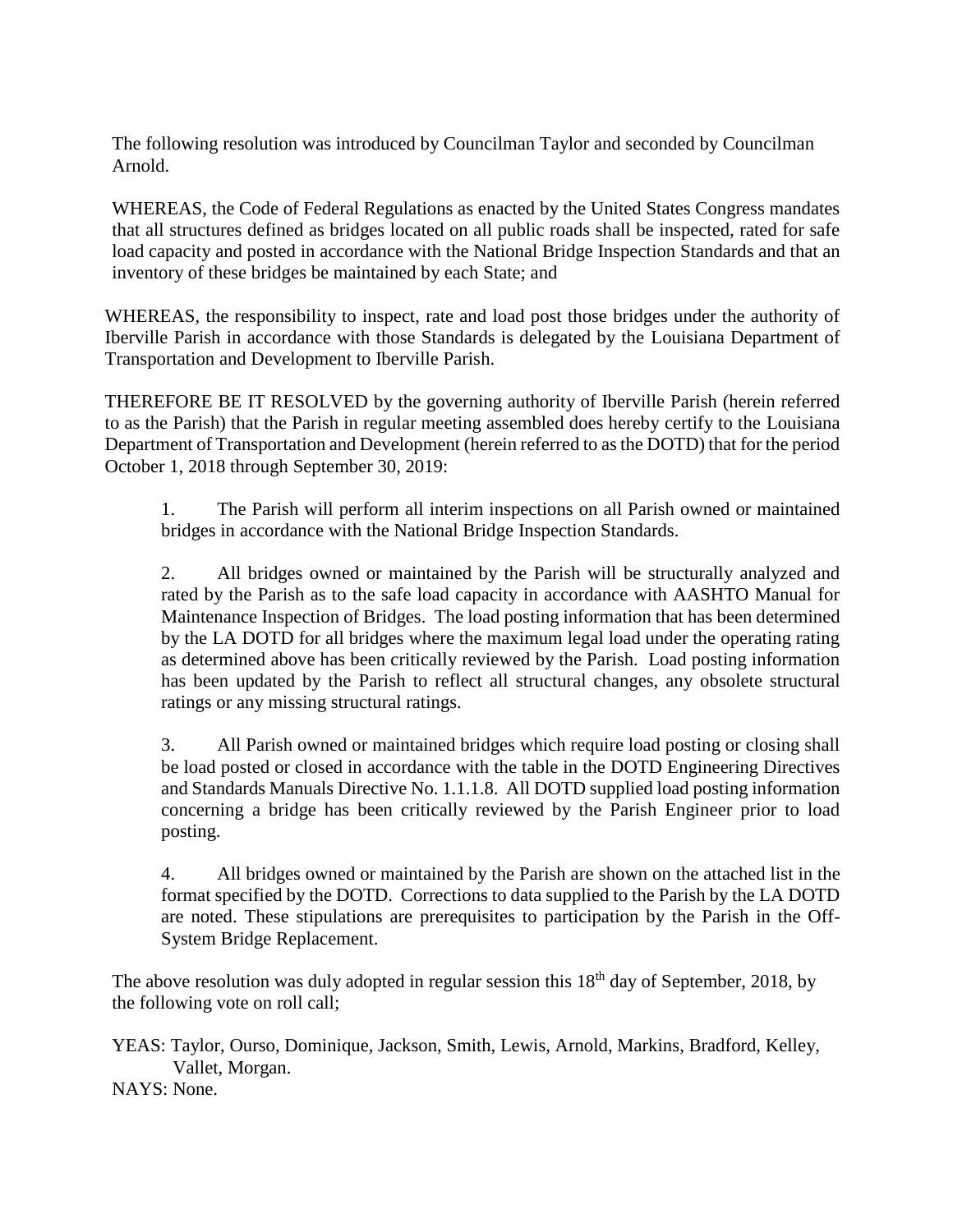The following resolution was introduced by Councilman Taylor and seconded by Councilman Arnold.

WHEREAS, the Code of Federal Regulations as enacted by the United States Congress mandates that all structures defined as bridges located on all public roads shall be inspected, rated for safe load capacity and posted in accordance with the National Bridge Inspection Standards and that an inventory of these bridges be maintained by each State; and

WHEREAS, the responsibility to inspect, rate and load post those bridges under the authority of Iberville Parish in accordance with those Standards is delegated by the Louisiana Department of Transportation and Development to Iberville Parish.

THEREFORE BE IT RESOLVED by the governing authority of Iberville Parish (herein referred to as the Parish) that the Parish in regular meeting assembled does hereby certify to the Louisiana Department of Transportation and Development (herein referred to as the DOTD) that for the period October 1, 2018 through September 30, 2019:

1. The Parish will perform all interim inspections on all Parish owned or maintained bridges in accordance with the National Bridge Inspection Standards.

2. All bridges owned or maintained by the Parish will be structurally analyzed and rated by the Parish as to the safe load capacity in accordance with AASHTO Manual for Maintenance Inspection of Bridges. The load posting information that has been determined by the LA DOTD for all bridges where the maximum legal load under the operating rating as determined above has been critically reviewed by the Parish. Load posting information has been updated by the Parish to reflect all structural changes, any obsolete structural ratings or any missing structural ratings.

3. All Parish owned or maintained bridges which require load posting or closing shall be load posted or closed in accordance with the table in the DOTD Engineering Directives and Standards Manuals Directive No. 1.1.1.8. All DOTD supplied load posting information concerning a bridge has been critically reviewed by the Parish Engineer prior to load posting.

4. All bridges owned or maintained by the Parish are shown on the attached list in the format specified by the DOTD. Corrections to data supplied to the Parish by the LA DOTD are noted. These stipulations are prerequisites to participation by the Parish in the Off-System Bridge Replacement.

The above resolution was duly adopted in regular session this 18th day of September, 2018, by the following vote on roll call;

YEAS: Taylor, Ourso, Dominique, Jackson, Smith, Lewis, Arnold, Markins, Bradford, Kelley, Vallet, Morgan.

NAYS: None.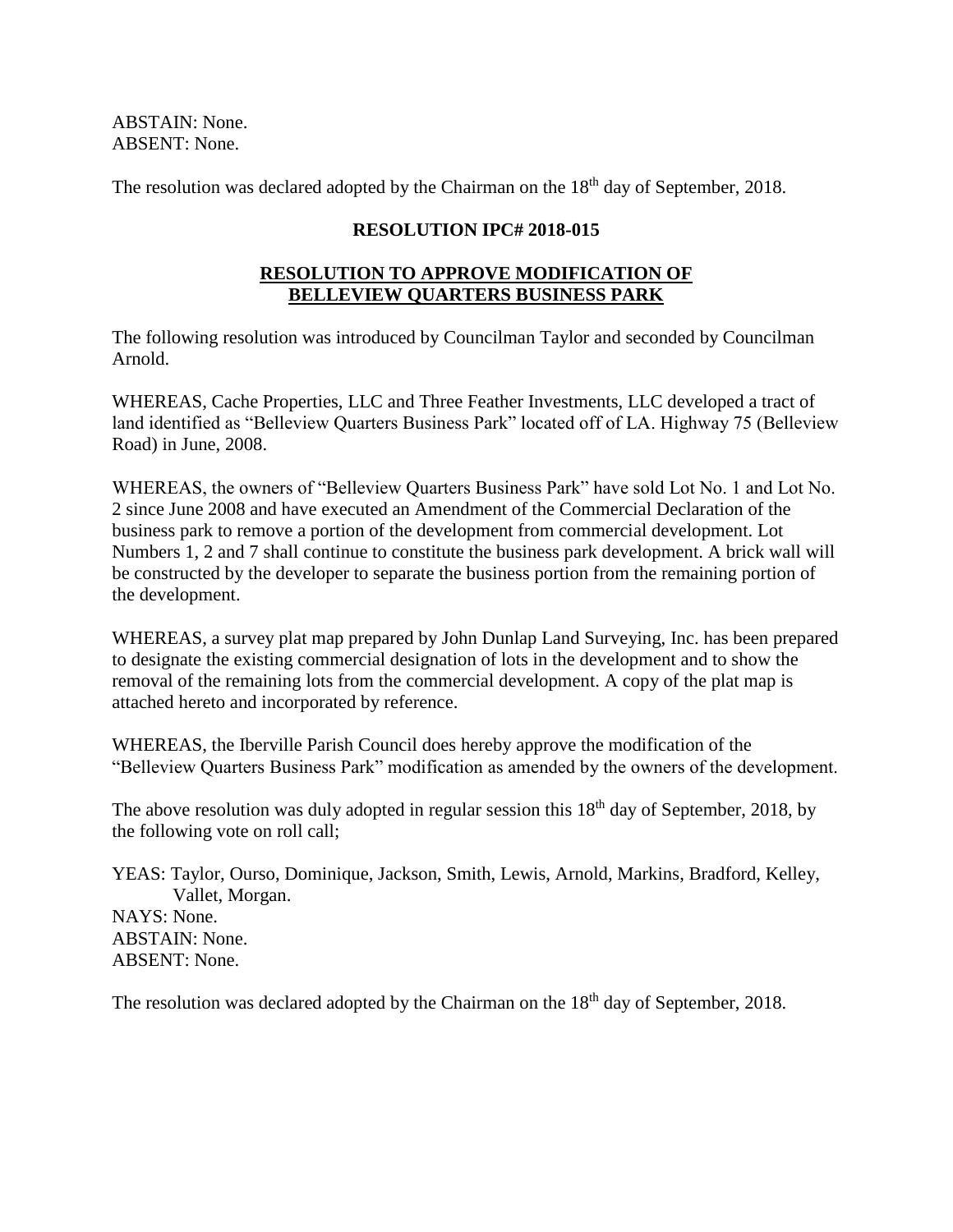ABSTAIN: None.
ABSENT: None.

The resolution was declared adopted by the Chairman on the 18th day of September, 2018.

**RESOLUTION IPC# 2018-015**

**RESOLUTION TO APPROVE MODIFICATION OF BELLEVIEW QUARTERS BUSINESS PARK**

The following resolution was introduced by Councilman Taylor and seconded by Councilman Arnold.

WHEREAS, Cache Properties, LLC and Three Feather Investments, LLC developed a tract of land identified as "Belleview Quarters Business Park" located off of LA. Highway 75 (Belleview Road) in June, 2008.

WHEREAS, the owners of "Belleview Quarters Business Park" have sold Lot No. 1 and Lot No. 2 since June 2008 and have executed an Amendment of the Commercial Declaration of the business park to remove a portion of the development from commercial development. Lot Numbers 1, 2 and 7 shall continue to constitute the business park development. A brick wall will be constructed by the developer to separate the business portion from the remaining portion of the development.

WHEREAS, a survey plat map prepared by John Dunlap Land Surveying, Inc. has been prepared to designate the existing commercial designation of lots in the development and to show the removal of the remaining lots from the commercial development. A copy of the plat map is attached hereto and incorporated by reference.

WHEREAS, the Iberville Parish Council does hereby approve the modification of the "Belleview Quarters Business Park" modification as amended by the owners of the development.

The above resolution was duly adopted in regular session this 18th day of September, 2018, by the following vote on roll call;

YEAS: Taylor, Ourso, Dominique, Jackson, Smith, Lewis, Arnold, Markins, Bradford, Kelley, Vallet, Morgan.
NAYS: None.
ABSTAIN: None.
ABSENT: None.

The resolution was declared adopted by the Chairman on the 18th day of September, 2018.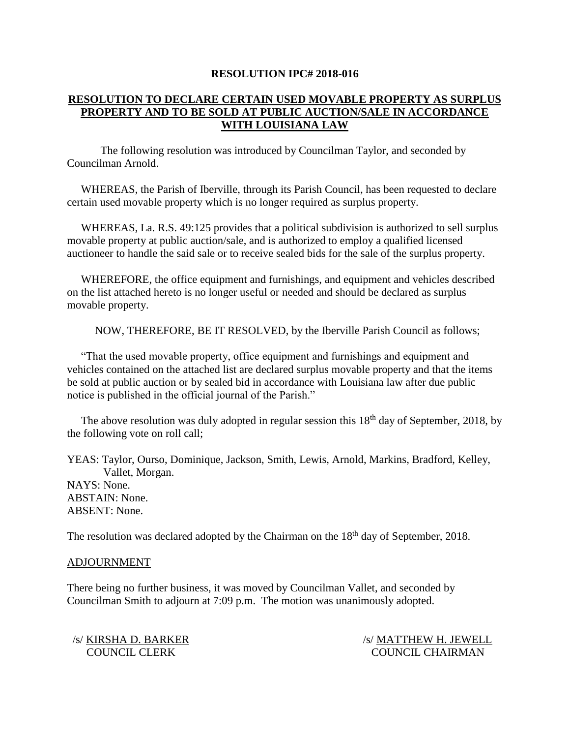**RESOLUTION IPC# 2018-016**

**RESOLUTION TO DECLARE CERTAIN USED MOVABLE PROPERTY AS SURPLUS PROPERTY AND TO BE SOLD AT PUBLIC AUCTION/SALE IN ACCORDANCE WITH LOUISIANA LAW**

The following resolution was introduced by Councilman Taylor, and seconded by Councilman Arnold.

WHEREAS, the Parish of Iberville, through its Parish Council, has been requested to declare certain used movable property which is no longer required as surplus property.

WHEREAS, La. R.S. 49:125 provides that a political subdivision is authorized to sell surplus movable property at public auction/sale, and is authorized to employ a qualified licensed auctioneer to handle the said sale or to receive sealed bids for the sale of the surplus property.

WHEREFORE, the office equipment and furnishings, and equipment and vehicles described on the list attached hereto is no longer useful or needed and should be declared as surplus movable property.

NOW, THEREFORE, BE IT RESOLVED, by the Iberville Parish Council as follows;

"That the used movable property, office equipment and furnishings and equipment and vehicles contained on the attached list are declared surplus movable property and that the items be sold at public auction or by sealed bid in accordance with Louisiana law after due public notice is published in the official journal of the Parish."

The above resolution was duly adopted in regular session this 18th day of September, 2018, by the following vote on roll call;

YEAS: Taylor, Ourso, Dominique, Jackson, Smith, Lewis, Arnold, Markins, Bradford, Kelley, Vallet, Morgan.
NAYS: None.
ABSTAIN: None.
ABSENT: None.

The resolution was declared adopted by the Chairman on the 18th day of September, 2018.

ADJOURNMENT

There being no further business, it was moved by Councilman Vallet, and seconded by Councilman Smith to adjourn at 7:09 p.m. The motion was unanimously adopted.

/s/ KIRSHA D. BARKER
COUNCIL CLERK

/s/ MATTHEW H. JEWELL
COUNCIL CHAIRMAN